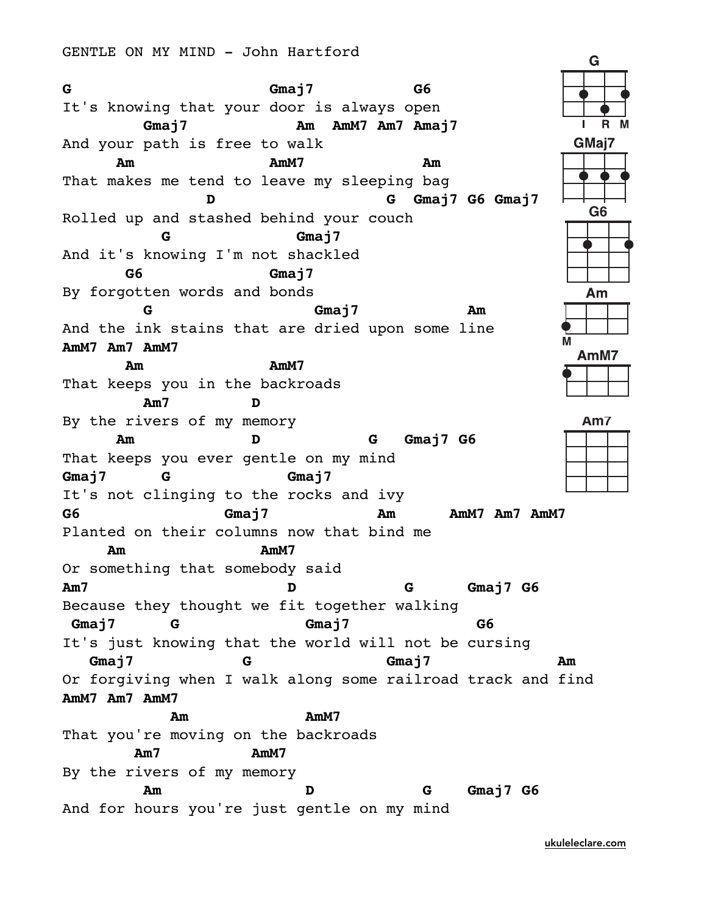GENTLE ON MY MIND - John Hartford

```
G                       Gmaj7           G6
It's knowing that your door is always open
         Gmaj7            Am  AmM7 Am7 Amaj7
And your path is free to walk
      Am                AmM7             Am
That makes me tend to leave my sleeping bag
                D                    G  Gmaj7 G6 Gmaj7
Rolled up and stashed behind your couch
           G              Gmaj7
And it's knowing I'm not shackled
       G6               Gmaj7
By forgotten words and bonds
         G                   Gmaj7            Am
And the ink stains that are dried upon some line
AmM7 Am7 AmM7
       Am               AmM7
That keeps you in the backroads
         Am7         D
By the rivers of my memory
      Am             D            G   Gmaj7 G6
That keeps you ever gentle on my mind
Gmaj7     G               Gmaj7
It's not clinging to the rocks and ivy
G6                Gmaj7            Am      AmM7 Am7 AmM7
Planted on their columns now that bind me
     Am                AmM7
Or something that somebody said
Am7                        D            G      Gmaj7 G6
Because they thought we fit together walking
 Gmaj7     G               Gmaj7             G6
It's just knowing that the world will not be cursing
   Gmaj7           G                Gmaj7              Am
Or forgiving when I walk along some railroad track and find
AmM7 Am7 AmM7
           Am              AmM7
That you're moving on the backroads
        Am7        AmM7
By the rivers of my memory
         Am               D            G    Gmaj7 G6
And for hours you're just gentle on my mind
```

G

I R M

GMaj7

G6

Am

M

AmM7

Am7

ukuleleclare.com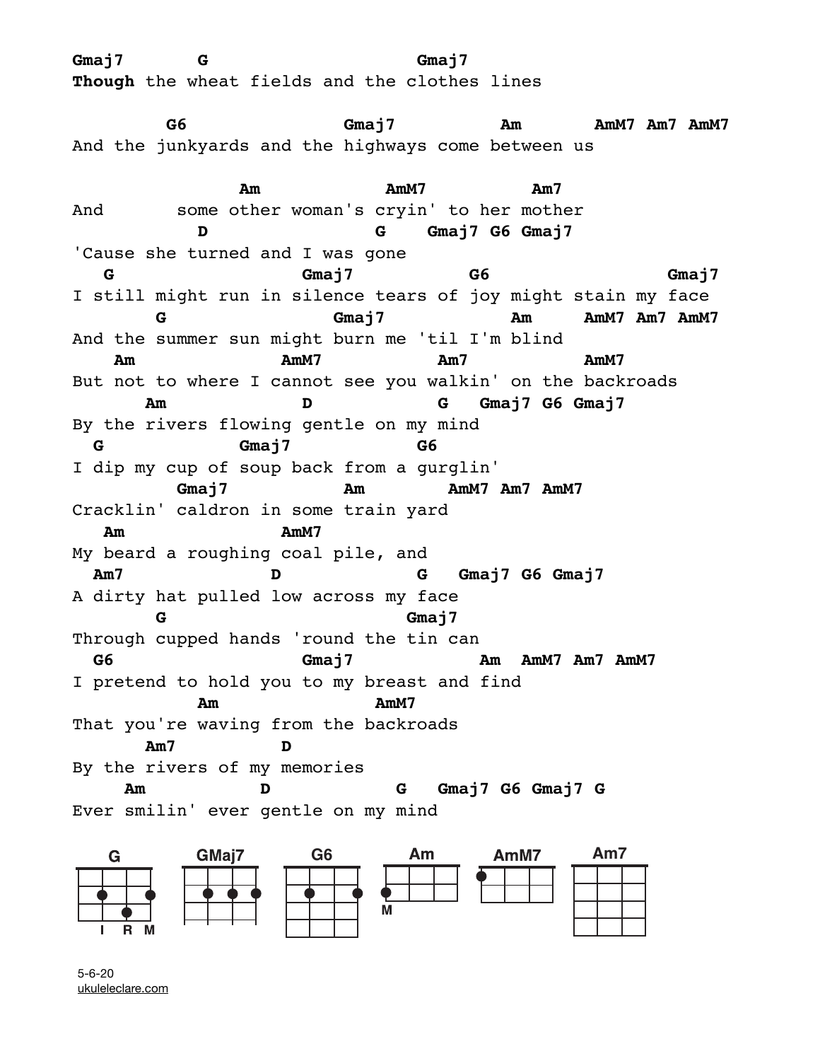```
Gmaj7        G                     Gmaj7
Though the wheat fields and the clothes lines

        G6                Gmaj7           Am        AmM7  Am7  AmM7
And the junkyards and the highways come between us

              Am              AmM7          Am7
And       some other woman's cryin' to her mother
           D                  G    Gmaj7 G6 Gmaj7
'Cause she turned and I was gone
   G                 Gmaj7           G6                   Gmaj7
I still might run in silence tears of joy might stain my face
       G                  Gmaj7              Am      AmM7  Am7  AmM7
And the summer sun might burn me 'til I'm blind
    Am               AmM7          Am7             AmM7
But not to where I cannot see you walkin' on the backroads
       Am             D            G   Gmaj7 G6 Gmaj7
By the rivers flowing gentle on my mind
  G            Gmaj7            G6
I dip my cup of soup back from a gurglin'
          Gmaj7           Am        AmM7  Am7  AmM7
Cracklin' caldron in some train yard
   Am              AmM7
My beard a roughing coal pile, and
  Am7              D            G   Gmaj7 G6 Gmaj7
A dirty hat pulled low across my face
       G                     Gmaj7
Through cupped hands 'round the tin can
  G6                 Gmaj7             Am   AmM7  Am7  AmM7
I pretend to hold you to my breast and find
           Am                AmM7
That you're waving from the backroads
       Am7          D
By the rivers of my memories
     Am          D             G   Gmaj7 G6 Gmaj7 G
Ever smilin' ever gentle on my mind
```

G  GMaj7  G6  Am  AmM7  Am7

I R M

M

5-6-20
ukuleleclare.com